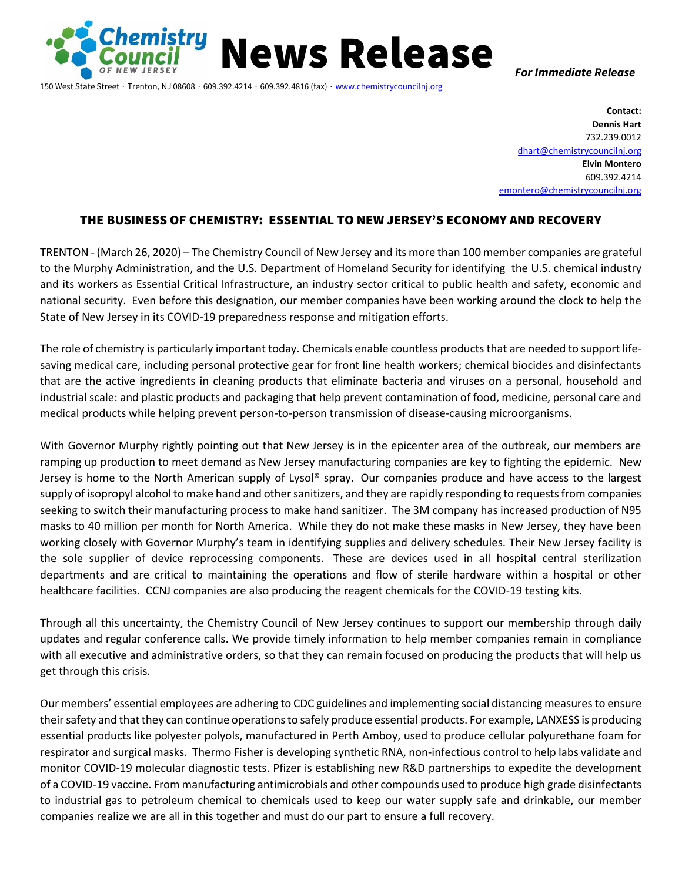Chemistry Council of New Jersey

# News Release

*For Immediate Release*

150 West State Street · Trenton, NJ 08608 · 609.392.4214 · 609.392.4816 (fax) · www.chemistrycouncilnj.org

**Contact:**
**Dennis Hart**
732.239.0012
dhart@chemistrycouncilnj.org
**Elvin Montero**
609.392.4214
emontero@chemistrycouncilnj.org

## THE BUSINESS OF CHEMISTRY: ESSENTIAL TO NEW JERSEY'S ECONOMY AND RECOVERY

TRENTON - (March 26, 2020) – The Chemistry Council of New Jersey and its more than 100 member companies are grateful to the Murphy Administration, and the U.S. Department of Homeland Security for identifying the U.S. chemical industry and its workers as Essential Critical Infrastructure, an industry sector critical to public health and safety, economic and national security. Even before this designation, our member companies have been working around the clock to help the State of New Jersey in its COVID-19 preparedness response and mitigation efforts.

The role of chemistry is particularly important today. Chemicals enable countless products that are needed to support life-saving medical care, including personal protective gear for front line health workers; chemical biocides and disinfectants that are the active ingredients in cleaning products that eliminate bacteria and viruses on a personal, household and industrial scale: and plastic products and packaging that help prevent contamination of food, medicine, personal care and medical products while helping prevent person-to-person transmission of disease-causing microorganisms.

With Governor Murphy rightly pointing out that New Jersey is in the epicenter area of the outbreak, our members are ramping up production to meet demand as New Jersey manufacturing companies are key to fighting the epidemic. New Jersey is home to the North American supply of Lysol® spray. Our companies produce and have access to the largest supply of isopropyl alcohol to make hand and other sanitizers, and they are rapidly responding to requests from companies seeking to switch their manufacturing process to make hand sanitizer. The 3M company has increased production of N95 masks to 40 million per month for North America. While they do not make these masks in New Jersey, they have been working closely with Governor Murphy's team in identifying supplies and delivery schedules. Their New Jersey facility is the sole supplier of device reprocessing components. These are devices used in all hospital central sterilization departments and are critical to maintaining the operations and flow of sterile hardware within a hospital or other healthcare facilities. CCNJ companies are also producing the reagent chemicals for the COVID-19 testing kits.

Through all this uncertainty, the Chemistry Council of New Jersey continues to support our membership through daily updates and regular conference calls. We provide timely information to help member companies remain in compliance with all executive and administrative orders, so that they can remain focused on producing the products that will help us get through this crisis.

Our members' essential employees are adhering to CDC guidelines and implementing social distancing measures to ensure their safety and that they can continue operations to safely produce essential products. For example, LANXESS is producing essential products like polyester polyols, manufactured in Perth Amboy, used to produce cellular polyurethane foam for respirator and surgical masks. Thermo Fisher is developing synthetic RNA, non-infectious control to help labs validate and monitor COVID-19 molecular diagnostic tests. Pfizer is establishing new R&D partnerships to expedite the development of a COVID-19 vaccine. From manufacturing antimicrobials and other compounds used to produce high grade disinfectants to industrial gas to petroleum chemical to chemicals used to keep our water supply safe and drinkable, our member companies realize we are all in this together and must do our part to ensure a full recovery.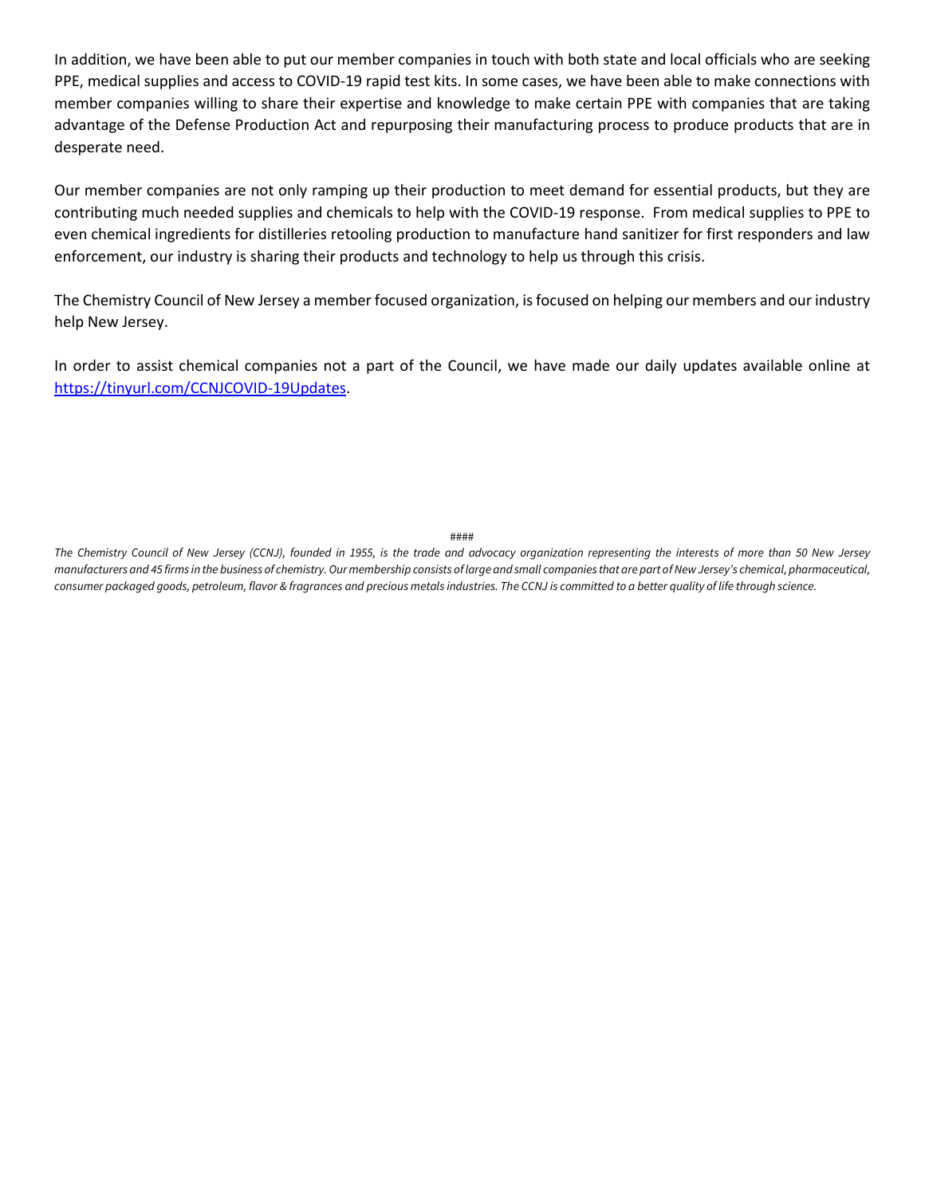In addition, we have been able to put our member companies in touch with both state and local officials who are seeking PPE, medical supplies and access to COVID-19 rapid test kits. In some cases, we have been able to make connections with member companies willing to share their expertise and knowledge to make certain PPE with companies that are taking advantage of the Defense Production Act and repurposing their manufacturing process to produce products that are in desperate need.

Our member companies are not only ramping up their production to meet demand for essential products, but they are contributing much needed supplies and chemicals to help with the COVID-19 response. From medical supplies to PPE to even chemical ingredients for distilleries retooling production to manufacture hand sanitizer for first responders and law enforcement, our industry is sharing their products and technology to help us through this crisis.

The Chemistry Council of New Jersey a member focused organization, is focused on helping our members and our industry help New Jersey.

In order to assist chemical companies not a part of the Council, we have made our daily updates available online at [https://tinyurl.com/CCNJCOVID-19Updates](https://tinyurl.com/CCNJCOVID-19Updates).

####

*The Chemistry Council of New Jersey (CCNJ), founded in 1955, is the trade and advocacy organization representing the interests of more than 50 New Jersey manufacturers and 45 firms in the business of chemistry. Our membership consists of large and small companies that are part of New Jersey's chemical, pharmaceutical, consumer packaged goods, petroleum, flavor & fragrances and precious metals industries. The CCNJ is committed to a better quality of life through science.*